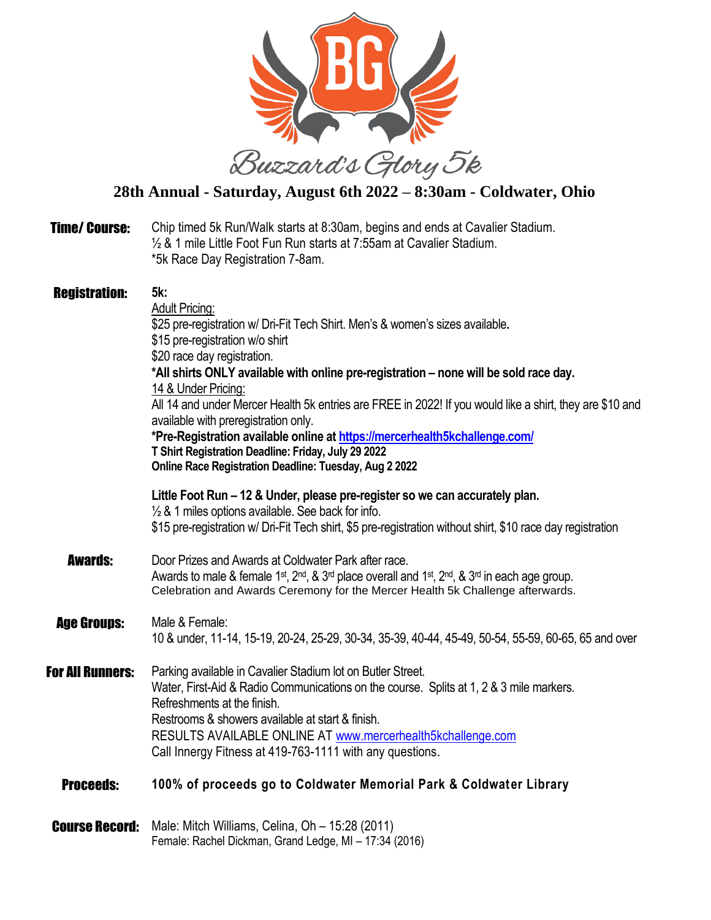# Buzzard's Glory 5k

**28th Annual - Saturday, August 6th 2022 – 8:30am - Coldwater, Ohio**

**Time/ Course:**
Chip timed 5k Run/Walk starts at 8:30am, begins and ends at Cavalier Stadium.
½ & 1 mile Little Foot Fun Run starts at 7:55am at Cavalier Stadium.
*5k Race Day Registration 7-8am.

**Registration:**

**5k:**

Adult Pricing:
$25 pre-registration w/ Dri-Fit Tech Shirt. Men's & women's sizes available**.**
$15 pre-registration w/o shirt
$20 race day registration.
**\*All shirts ONLY available with online pre-registration – none will be sold race day.**

14 & Under Pricing:
All 14 and under Mercer Health 5k entries are FREE in 2022! If you would like a shirt, they are $10 and available with preregistration only.
**\*Pre-Registration available online at https://mercerhealth5kchallenge.com/**
**T Shirt Registration Deadline: Friday, July 29 2022**
**Online Race Registration Deadline: Tuesday, Aug 2 2022**

**Little Foot Run – 12 & Under, please pre-register so we can accurately plan.**
½ & 1 miles options available. See back for info.
$15 pre-registration w/ Dri-Fit Tech shirt, $5 pre-registration without shirt, $10 race day registration

**Awards:**
Door Prizes and Awards at Coldwater Park after race.
Awards to male & female 1st, 2nd, & 3rd place overall and 1st, 2nd, & 3rd in each age group.
Celebration and Awards Ceremony for the Mercer Health 5k Challenge afterwards.

**Age Groups:**
Male & Female:
10 & under, 11-14, 15-19, 20-24, 25-29, 30-34, 35-39, 40-44, 45-49, 50-54, 55-59, 60-65, 65 and over

**For All Runners:**
Parking available in Cavalier Stadium lot on Butler Street.
Water, First-Aid & Radio Communications on the course. Splits at 1, 2 & 3 mile markers.
Refreshments at the finish.
Restrooms & showers available at start & finish.
RESULTS AVAILABLE ONLINE AT www.mercerhealth5kchallenge.com
Call Innergy Fitness at 419-763-1111 with any questions.

**Proceeds:**
**100% of proceeds go to Coldwater Memorial Park & Coldwater Library**

**Course Record:**
Male: Mitch Williams, Celina, Oh – 15:28 (2011)
Female: Rachel Dickman, Grand Ledge, MI – 17:34 (2016)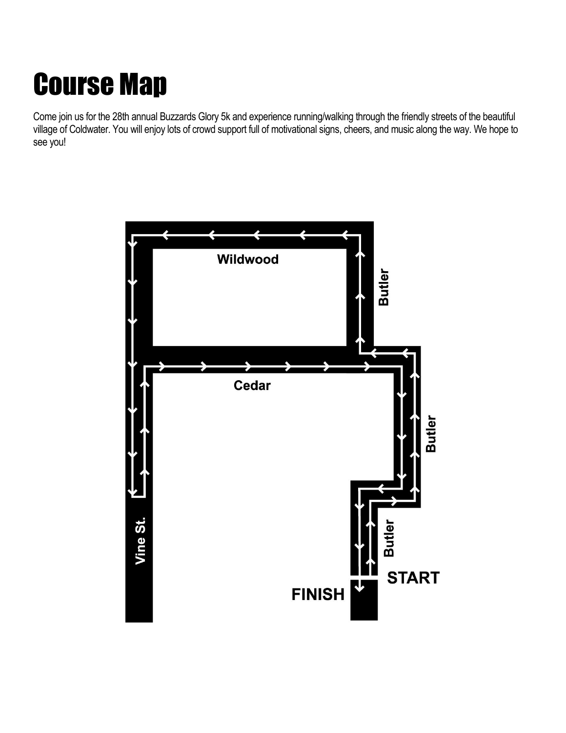# Course Map

Come join us for the 28th annual Buzzards Glory 5k and experience running/walking through the friendly streets of the beautiful village of Coldwater. You will enjoy lots of crowd support full of motivational signs, cheers, and music along the way. We hope to see you!

Wildwood

Butler

Cedar

Butler

Vine St.

Butler

START

FINISH